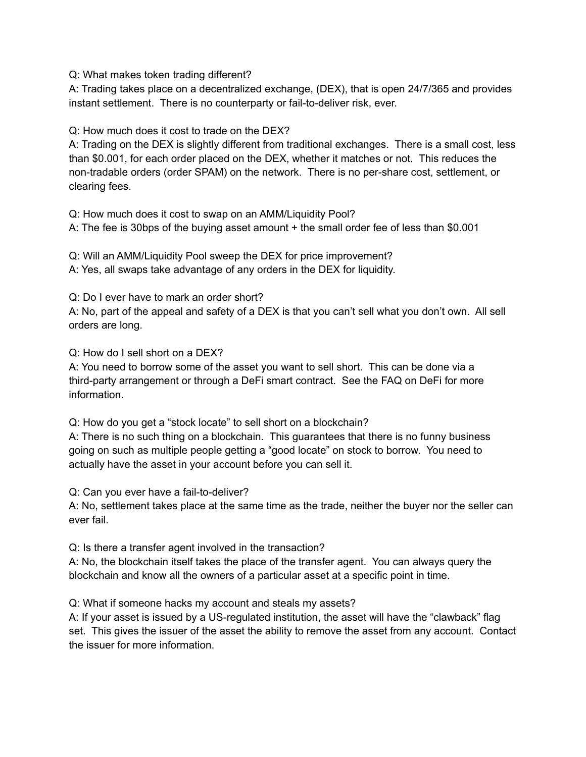Q: What makes token trading different?
A: Trading takes place on a decentralized exchange, (DEX), that is open 24/7/365 and provides instant settlement. There is no counterparty or fail-to-deliver risk, ever.

Q: How much does it cost to trade on the DEX?
A: Trading on the DEX is slightly different from traditional exchanges. There is a small cost, less than $0.001, for each order placed on the DEX, whether it matches or not. This reduces the non-tradable orders (order SPAM) on the network. There is no per-share cost, settlement, or clearing fees.

Q: How much does it cost to swap on an AMM/Liquidity Pool?
A: The fee is 30bps of the buying asset amount + the small order fee of less than $0.001

Q: Will an AMM/Liquidity Pool sweep the DEX for price improvement?
A: Yes, all swaps take advantage of any orders in the DEX for liquidity.

Q: Do I ever have to mark an order short?
A: No, part of the appeal and safety of a DEX is that you can't sell what you don't own. All sell orders are long.

Q: How do I sell short on a DEX?
A: You need to borrow some of the asset you want to sell short. This can be done via a third-party arrangement or through a DeFi smart contract. See the FAQ on DeFi for more information.

Q: How do you get a "stock locate" to sell short on a blockchain?
A: There is no such thing on a blockchain. This guarantees that there is no funny business going on such as multiple people getting a "good locate" on stock to borrow. You need to actually have the asset in your account before you can sell it.

Q: Can you ever have a fail-to-deliver?
A: No, settlement takes place at the same time as the trade, neither the buyer nor the seller can ever fail.

Q: Is there a transfer agent involved in the transaction?
A: No, the blockchain itself takes the place of the transfer agent. You can always query the blockchain and know all the owners of a particular asset at a specific point in time.

Q: What if someone hacks my account and steals my assets?
A: If your asset is issued by a US-regulated institution, the asset will have the "clawback" flag set. This gives the issuer of the asset the ability to remove the asset from any account. Contact the issuer for more information.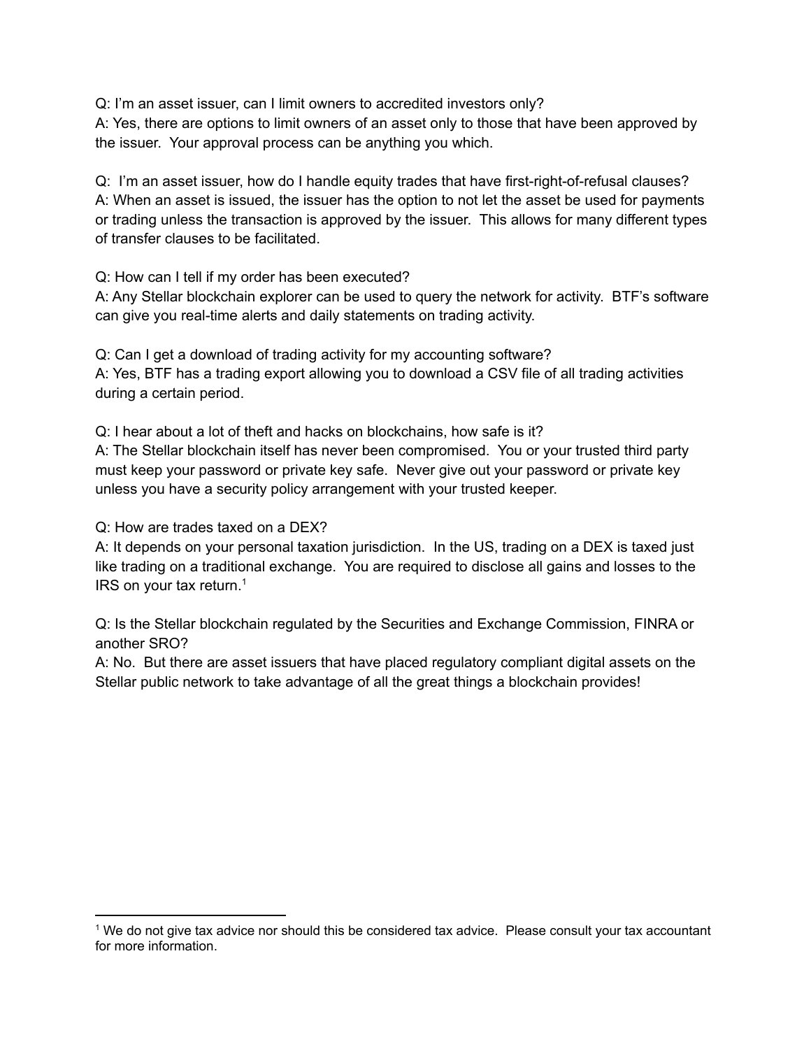Q: I'm an asset issuer, can I limit owners to accredited investors only?
A: Yes, there are options to limit owners of an asset only to those that have been approved by the issuer. Your approval process can be anything you which.

Q: I'm an asset issuer, how do I handle equity trades that have first-right-of-refusal clauses?
A: When an asset is issued, the issuer has the option to not let the asset be used for payments or trading unless the transaction is approved by the issuer. This allows for many different types of transfer clauses to be facilitated.

Q: How can I tell if my order has been executed?
A: Any Stellar blockchain explorer can be used to query the network for activity. BTF's software can give you real-time alerts and daily statements on trading activity.

Q: Can I get a download of trading activity for my accounting software?
A: Yes, BTF has a trading export allowing you to download a CSV file of all trading activities during a certain period.

Q: I hear about a lot of theft and hacks on blockchains, how safe is it?
A: The Stellar blockchain itself has never been compromised. You or your trusted third party must keep your password or private key safe. Never give out your password or private key unless you have a security policy arrangement with your trusted keeper.

Q: How are trades taxed on a DEX?
A: It depends on your personal taxation jurisdiction. In the US, trading on a DEX is taxed just like trading on a traditional exchange. You are required to disclose all gains and losses to the IRS on your tax return.[1]

Q: Is the Stellar blockchain regulated by the Securities and Exchange Commission, FINRA or another SRO?
A: No. But there are asset issuers that have placed regulatory compliant digital assets on the Stellar public network to take advantage of all the great things a blockchain provides!

---

[1] We do not give tax advice nor should this be considered tax advice. Please consult your tax accountant for more information.